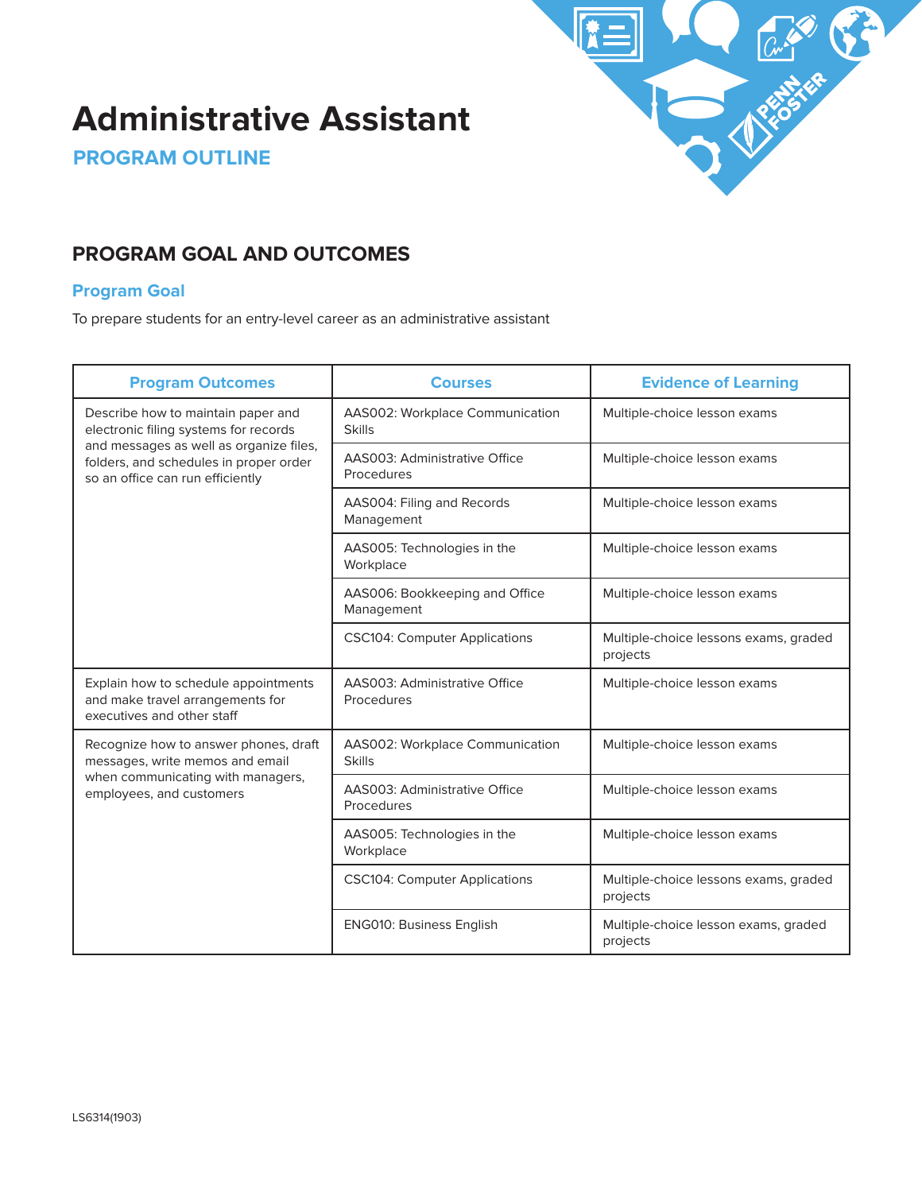# Administrative Assistant

## PROGRAM OUTLINE

## PROGRAM GOAL AND OUTCOMES

### Program Goal

To prepare students for an entry-level career as an administrative assistant

| Program Outcomes | Courses | Evidence of Learning |
|---|---|---|
| Describe how to maintain paper and electronic filing systems for records and messages as well as organize files, folders, and schedules in proper order so an office can run efficiently | AAS002: Workplace Communication Skills | Multiple-choice lesson exams |
| | AAS003: Administrative Office Procedures | Multiple-choice lesson exams |
| | AAS004: Filing and Records Management | Multiple-choice lesson exams |
| | AAS005: Technologies in the Workplace | Multiple-choice lesson exams |
| | AAS006: Bookkeeping and Office Management | Multiple-choice lesson exams |
| | CSC104: Computer Applications | Multiple-choice lessons exams, graded projects |
| Explain how to schedule appointments and make travel arrangements for executives and other staff | AAS003: Administrative Office Procedures | Multiple-choice lesson exams |
| Recognize how to answer phones, draft messages, write memos and email when communicating with managers, employees, and customers | AAS002: Workplace Communication Skills | Multiple-choice lesson exams |
| | AAS003: Administrative Office Procedures | Multiple-choice lesson exams |
| | AAS005: Technologies in the Workplace | Multiple-choice lesson exams |
| | CSC104: Computer Applications | Multiple-choice lessons exams, graded projects |
| | ENG010: Business English | Multiple-choice lesson exams, graded projects |

LS6314(1903)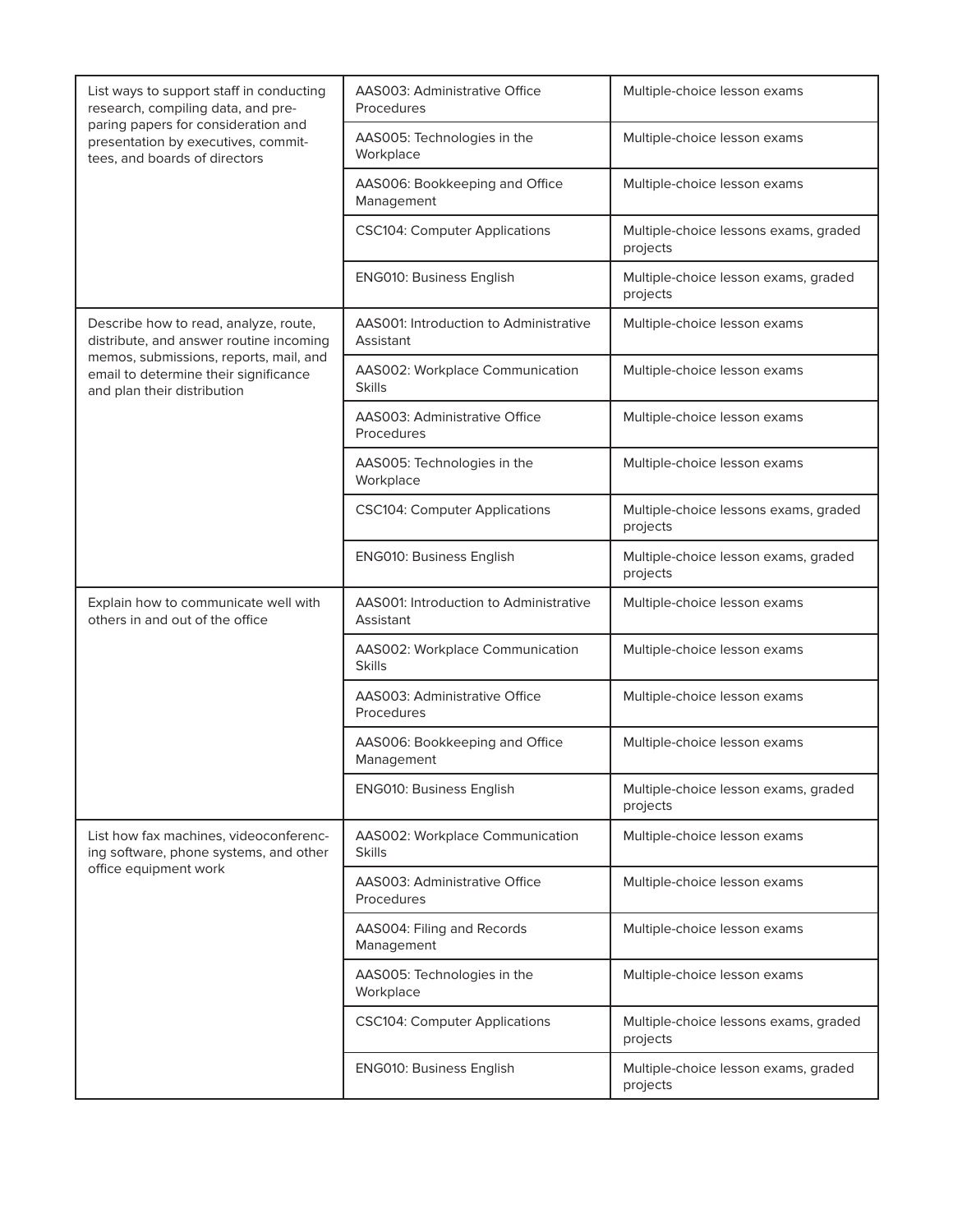| | | |
|---|---|---|
| List ways to support staff in conducting research, compiling data, and preparing papers for consideration and presentation by executives, committees, and boards of directors | AAS003: Administrative Office Procedures | Multiple-choice lesson exams |
| | AAS005: Technologies in the Workplace | Multiple-choice lesson exams |
| | AAS006: Bookkeeping and Office Management | Multiple-choice lesson exams |
| | CSC104: Computer Applications | Multiple-choice lessons exams, graded projects |
| | ENG010: Business English | Multiple-choice lesson exams, graded projects |
| Describe how to read, analyze, route, distribute, and answer routine incoming memos, submissions, reports, mail, and email to determine their significance and plan their distribution | AAS001: Introduction to Administrative Assistant | Multiple-choice lesson exams |
| | AAS002: Workplace Communication Skills | Multiple-choice lesson exams |
| | AAS003: Administrative Office Procedures | Multiple-choice lesson exams |
| | AAS005: Technologies in the Workplace | Multiple-choice lesson exams |
| | CSC104: Computer Applications | Multiple-choice lessons exams, graded projects |
| | ENG010: Business English | Multiple-choice lesson exams, graded projects |
| Explain how to communicate well with others in and out of the office | AAS001: Introduction to Administrative Assistant | Multiple-choice lesson exams |
| | AAS002: Workplace Communication Skills | Multiple-choice lesson exams |
| | AAS003: Administrative Office Procedures | Multiple-choice lesson exams |
| | AAS006: Bookkeeping and Office Management | Multiple-choice lesson exams |
| | ENG010: Business English | Multiple-choice lesson exams, graded projects |
| List how fax machines, videoconferencing software, phone systems, and other office equipment work | AAS002: Workplace Communication Skills | Multiple-choice lesson exams |
| | AAS003: Administrative Office Procedures | Multiple-choice lesson exams |
| | AAS004: Filing and Records Management | Multiple-choice lesson exams |
| | AAS005: Technologies in the Workplace | Multiple-choice lesson exams |
| | CSC104: Computer Applications | Multiple-choice lessons exams, graded projects |
| | ENG010: Business English | Multiple-choice lesson exams, graded projects |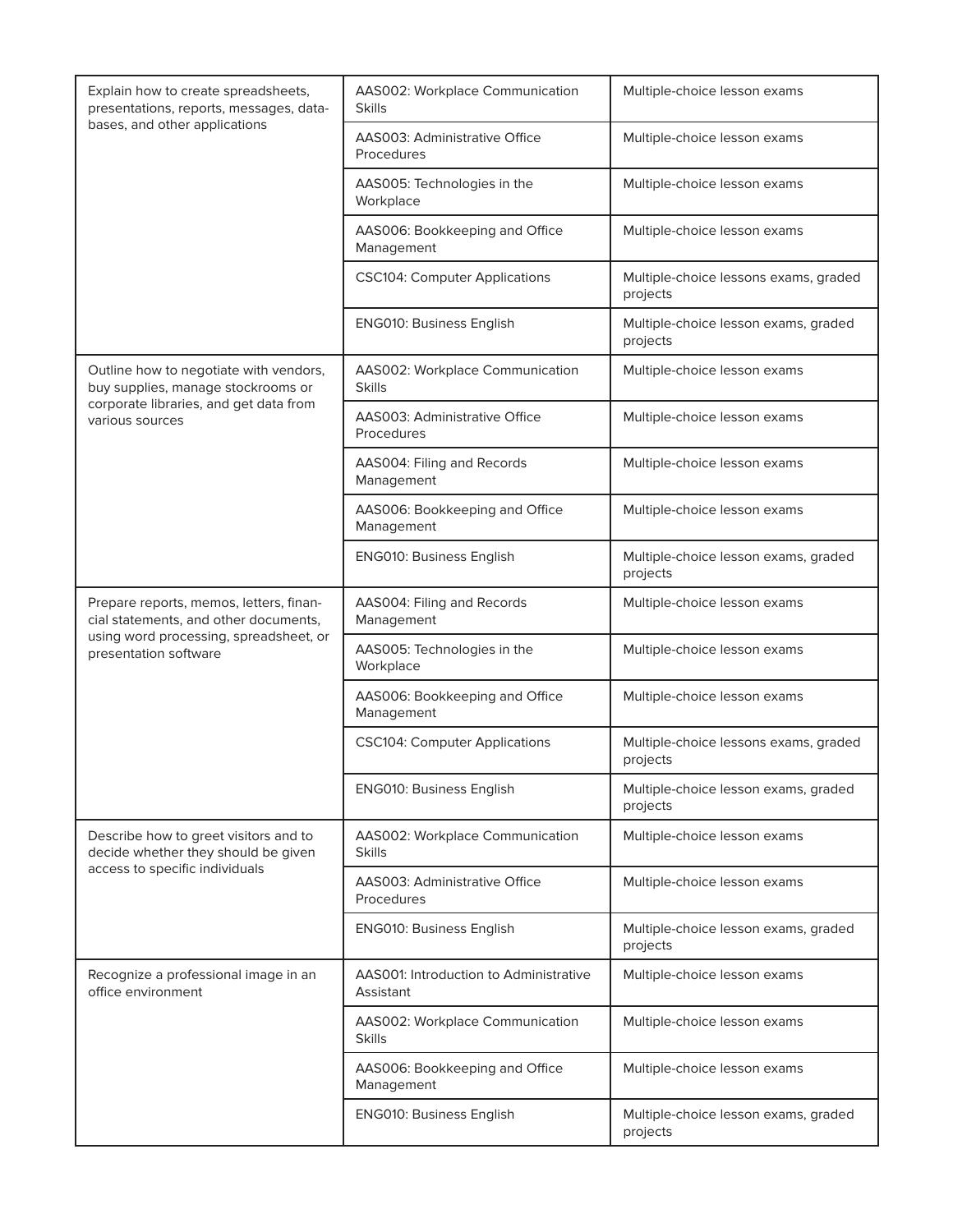| | | |
|---|---|---|
| Explain how to create spreadsheets, presentations, reports, messages, databases, and other applications | AAS002: Workplace Communication Skills | Multiple-choice lesson exams |
| | AAS003: Administrative Office Procedures | Multiple-choice lesson exams |
| | AAS005: Technologies in the Workplace | Multiple-choice lesson exams |
| | AAS006: Bookkeeping and Office Management | Multiple-choice lesson exams |
| | CSC104: Computer Applications | Multiple-choice lessons exams, graded projects |
| | ENG010: Business English | Multiple-choice lesson exams, graded projects |
| Outline how to negotiate with vendors, buy supplies, manage stockrooms or corporate libraries, and get data from various sources | AAS002: Workplace Communication Skills | Multiple-choice lesson exams |
| | AAS003: Administrative Office Procedures | Multiple-choice lesson exams |
| | AAS004: Filing and Records Management | Multiple-choice lesson exams |
| | AAS006: Bookkeeping and Office Management | Multiple-choice lesson exams |
| | ENG010: Business English | Multiple-choice lesson exams, graded projects |
| Prepare reports, memos, letters, financial statements, and other documents, using word processing, spreadsheet, or presentation software | AAS004: Filing and Records Management | Multiple-choice lesson exams |
| | AAS005: Technologies in the Workplace | Multiple-choice lesson exams |
| | AAS006: Bookkeeping and Office Management | Multiple-choice lesson exams |
| | CSC104: Computer Applications | Multiple-choice lessons exams, graded projects |
| | ENG010: Business English | Multiple-choice lesson exams, graded projects |
| Describe how to greet visitors and to decide whether they should be given access to specific individuals | AAS002: Workplace Communication Skills | Multiple-choice lesson exams |
| | AAS003: Administrative Office Procedures | Multiple-choice lesson exams |
| | ENG010: Business English | Multiple-choice lesson exams, graded projects |
| Recognize a professional image in an office environment | AAS001: Introduction to Administrative Assistant | Multiple-choice lesson exams |
| | AAS002: Workplace Communication Skills | Multiple-choice lesson exams |
| | AAS006: Bookkeeping and Office Management | Multiple-choice lesson exams |
| | ENG010: Business English | Multiple-choice lesson exams, graded projects |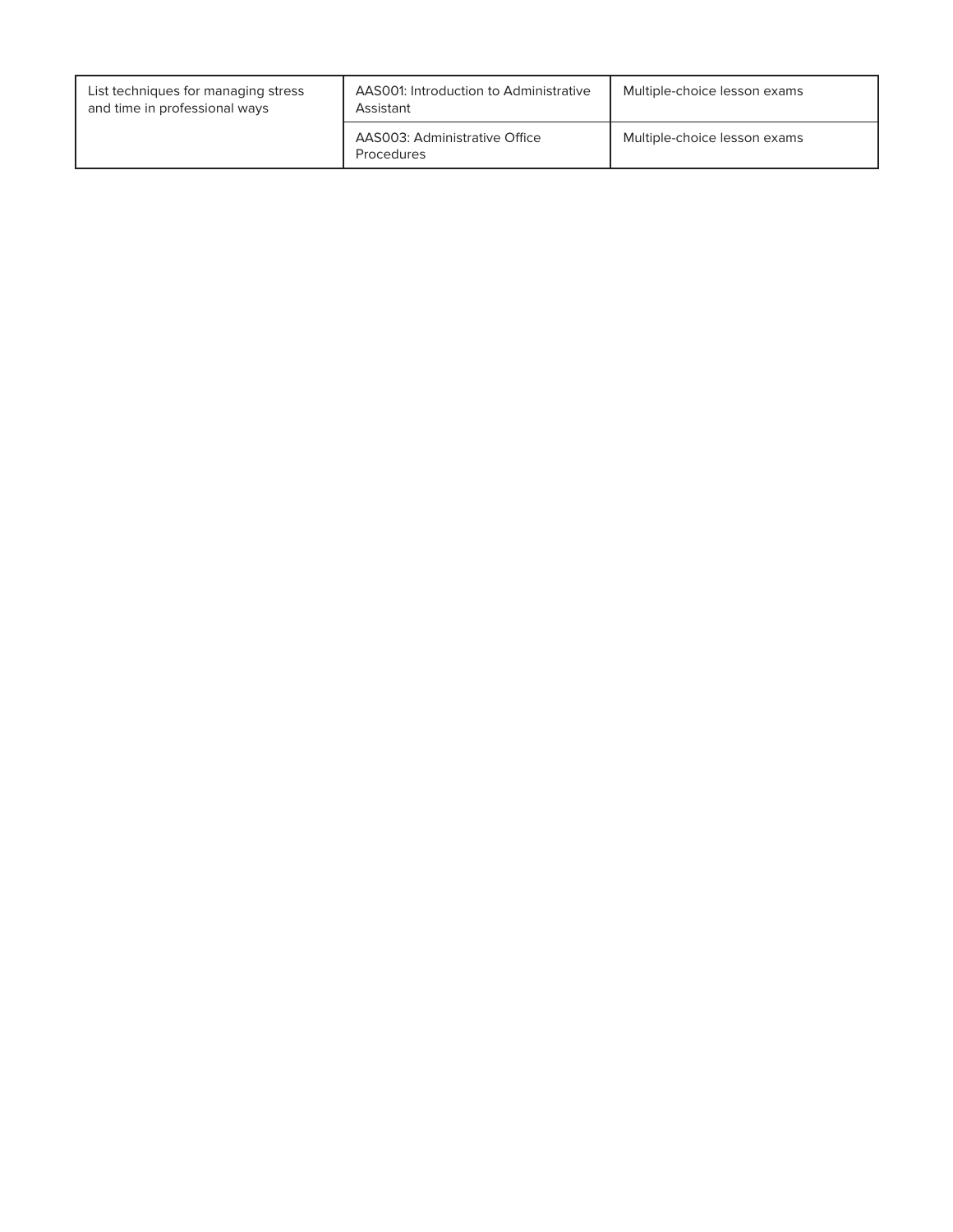| | | |
|---|---|---|
| List techniques for managing stress and time in professional ways | AAS001: Introduction to Administrative Assistant | Multiple-choice lesson exams |
| | AAS003: Administrative Office Procedures | Multiple-choice lesson exams |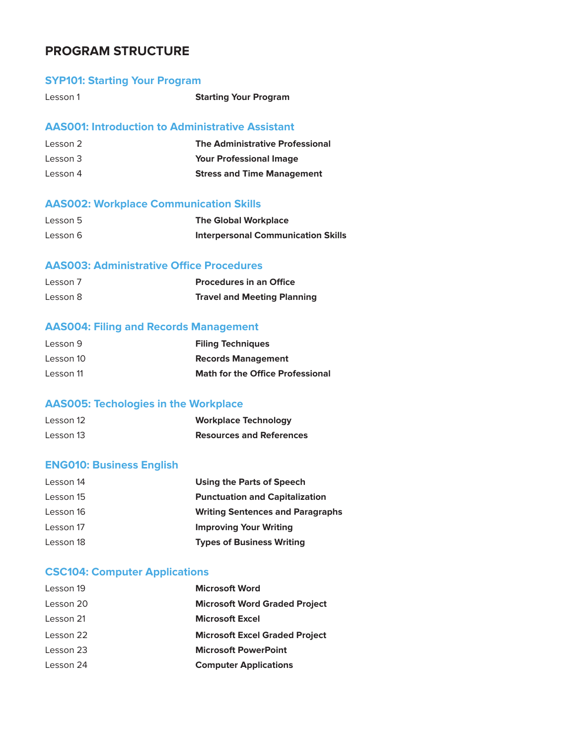# PROGRAM STRUCTURE

## SYP101: Starting Your Program

| | |
|---|---|
| Lesson 1 | **Starting Your Program** |

## AAS001: Introduction to Administrative Assistant

| | |
|---|---|
| Lesson 2 | **The Administrative Professional** |
| Lesson 3 | **Your Professional Image** |
| Lesson 4 | **Stress and Time Management** |

## AAS002: Workplace Communication Skills

| | |
|---|---|
| Lesson 5 | **The Global Workplace** |
| Lesson 6 | **Interpersonal Communication Skills** |

## AAS003: Administrative Office Procedures

| | |
|---|---|
| Lesson 7 | **Procedures in an Office** |
| Lesson 8 | **Travel and Meeting Planning** |

## AAS004: Filing and Records Management

| | |
|---|---|
| Lesson 9 | **Filing Techniques** |
| Lesson 10 | **Records Management** |
| Lesson 11 | **Math for the Office Professional** |

## AAS005: Techologies in the Workplace

| | |
|---|---|
| Lesson 12 | **Workplace Technology** |
| Lesson 13 | **Resources and References** |

## ENG010: Business English

| | |
|---|---|
| Lesson 14 | **Using the Parts of Speech** |
| Lesson 15 | **Punctuation and Capitalization** |
| Lesson 16 | **Writing Sentences and Paragraphs** |
| Lesson 17 | **Improving Your Writing** |
| Lesson 18 | **Types of Business Writing** |

## CSC104: Computer Applications

| | |
|---|---|
| Lesson 19 | **Microsoft Word** |
| Lesson 20 | **Microsoft Word Graded Project** |
| Lesson 21 | **Microsoft Excel** |
| Lesson 22 | **Microsoft Excel Graded Project** |
| Lesson 23 | **Microsoft PowerPoint** |
| Lesson 24 | **Computer Applications** |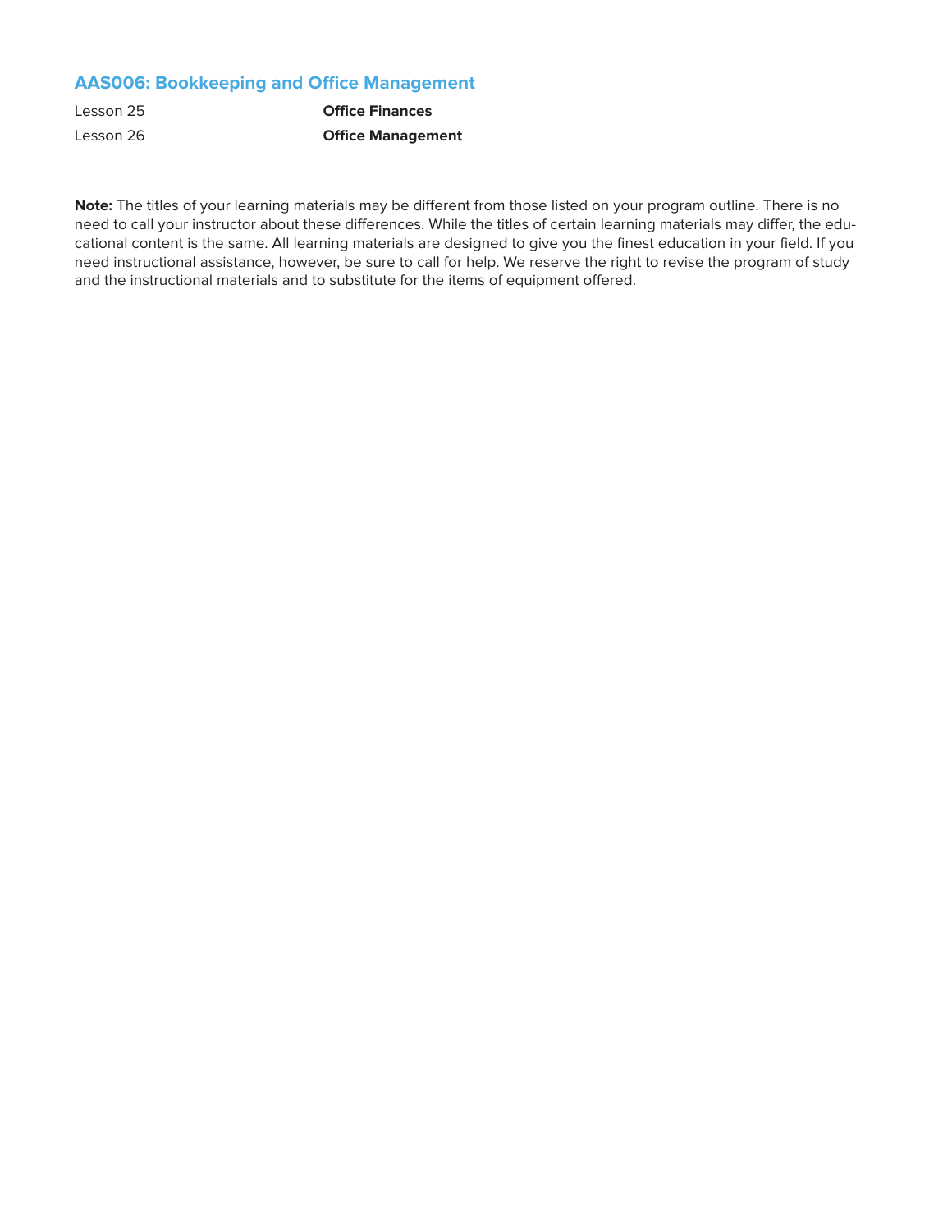## AAS006: Bookkeeping and Office Management

| | |
|---|---|
| Lesson 25 | **Office Finances** |
| Lesson 26 | **Office Management** |

**Note:** The titles of your learning materials may be different from those listed on your program outline. There is no need to call your instructor about these differences. While the titles of certain learning materials may differ, the educational content is the same. All learning materials are designed to give you the finest education in your field. If you need instructional assistance, however, be sure to call for help. We reserve the right to revise the program of study and the instructional materials and to substitute for the items of equipment offered.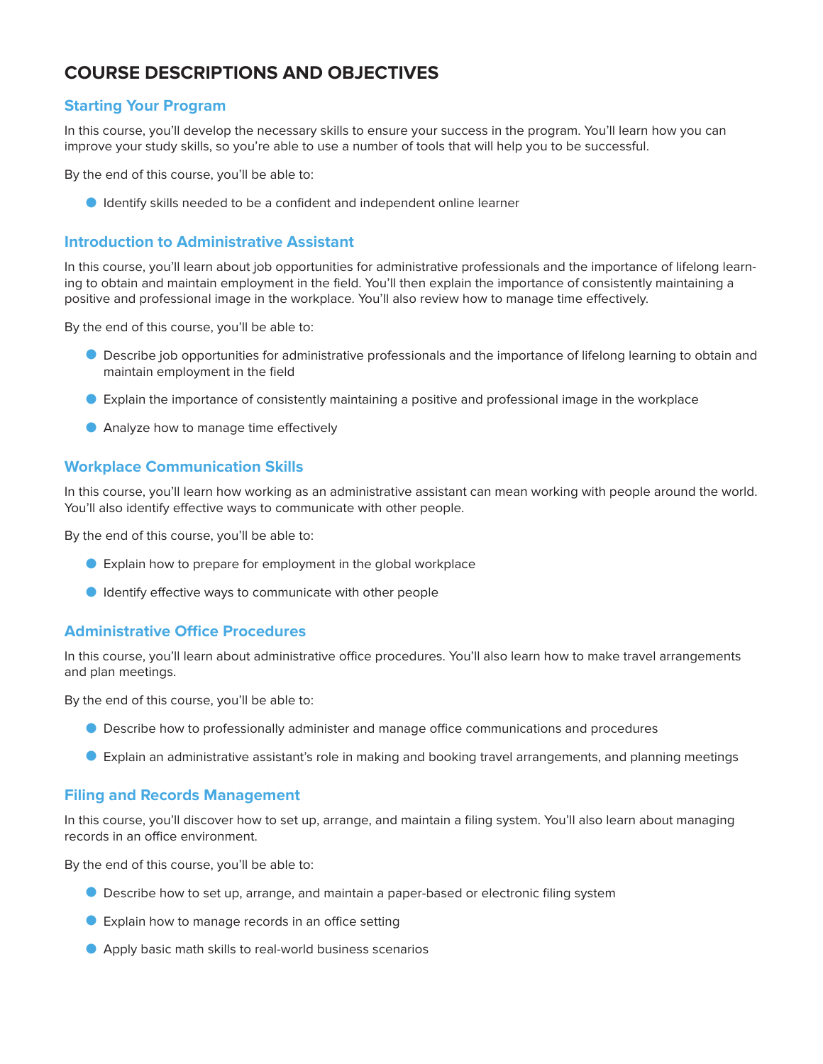# COURSE DESCRIPTIONS AND OBJECTIVES

## Starting Your Program

In this course, you'll develop the necessary skills to ensure your success in the program. You'll learn how you can improve your study skills, so you're able to use a number of tools that will help you to be successful.

By the end of this course, you'll be able to:

- Identify skills needed to be a confident and independent online learner

## Introduction to Administrative Assistant

In this course, you'll learn about job opportunities for administrative professionals and the importance of lifelong learning to obtain and maintain employment in the field. You'll then explain the importance of consistently maintaining a positive and professional image in the workplace. You'll also review how to manage time effectively.

By the end of this course, you'll be able to:

- Describe job opportunities for administrative professionals and the importance of lifelong learning to obtain and maintain employment in the field
- Explain the importance of consistently maintaining a positive and professional image in the workplace
- Analyze how to manage time effectively

## Workplace Communication Skills

In this course, you'll learn how working as an administrative assistant can mean working with people around the world. You'll also identify effective ways to communicate with other people.

By the end of this course, you'll be able to:

- Explain how to prepare for employment in the global workplace
- Identify effective ways to communicate with other people

## Administrative Office Procedures

In this course, you'll learn about administrative office procedures. You'll also learn how to make travel arrangements and plan meetings.

By the end of this course, you'll be able to:

- Describe how to professionally administer and manage office communications and procedures
- Explain an administrative assistant's role in making and booking travel arrangements, and planning meetings

## Filing and Records Management

In this course, you'll discover how to set up, arrange, and maintain a filing system. You'll also learn about managing records in an office environment.

By the end of this course, you'll be able to:

- Describe how to set up, arrange, and maintain a paper-based or electronic filing system
- Explain how to manage records in an office setting
- Apply basic math skills to real-world business scenarios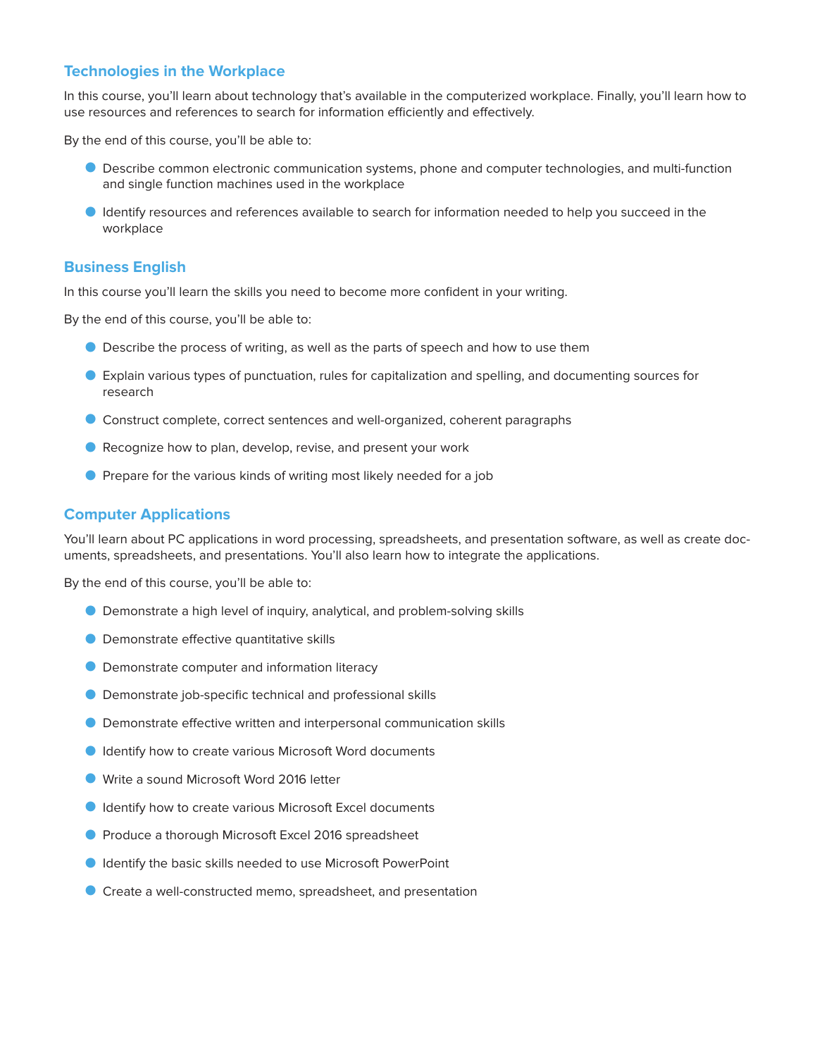### Technologies in the Workplace

In this course, you'll learn about technology that's available in the computerized workplace. Finally, you'll learn how to use resources and references to search for information efficiently and effectively.

By the end of this course, you'll be able to:

- Describe common electronic communication systems, phone and computer technologies, and multi-function and single function machines used in the workplace
- Identify resources and references available to search for information needed to help you succeed in the workplace

### Business English

In this course you'll learn the skills you need to become more confident in your writing.

By the end of this course, you'll be able to:

- Describe the process of writing, as well as the parts of speech and how to use them
- Explain various types of punctuation, rules for capitalization and spelling, and documenting sources for research
- Construct complete, correct sentences and well-organized, coherent paragraphs
- Recognize how to plan, develop, revise, and present your work
- Prepare for the various kinds of writing most likely needed for a job

### Computer Applications

You'll learn about PC applications in word processing, spreadsheets, and presentation software, as well as create documents, spreadsheets, and presentations. You'll also learn how to integrate the applications.

By the end of this course, you'll be able to:

- Demonstrate a high level of inquiry, analytical, and problem-solving skills
- Demonstrate effective quantitative skills
- Demonstrate computer and information literacy
- Demonstrate job-specific technical and professional skills
- Demonstrate effective written and interpersonal communication skills
- Identify how to create various Microsoft Word documents
- Write a sound Microsoft Word 2016 letter
- Identify how to create various Microsoft Excel documents
- Produce a thorough Microsoft Excel 2016 spreadsheet
- Identify the basic skills needed to use Microsoft PowerPoint
- Create a well-constructed memo, spreadsheet, and presentation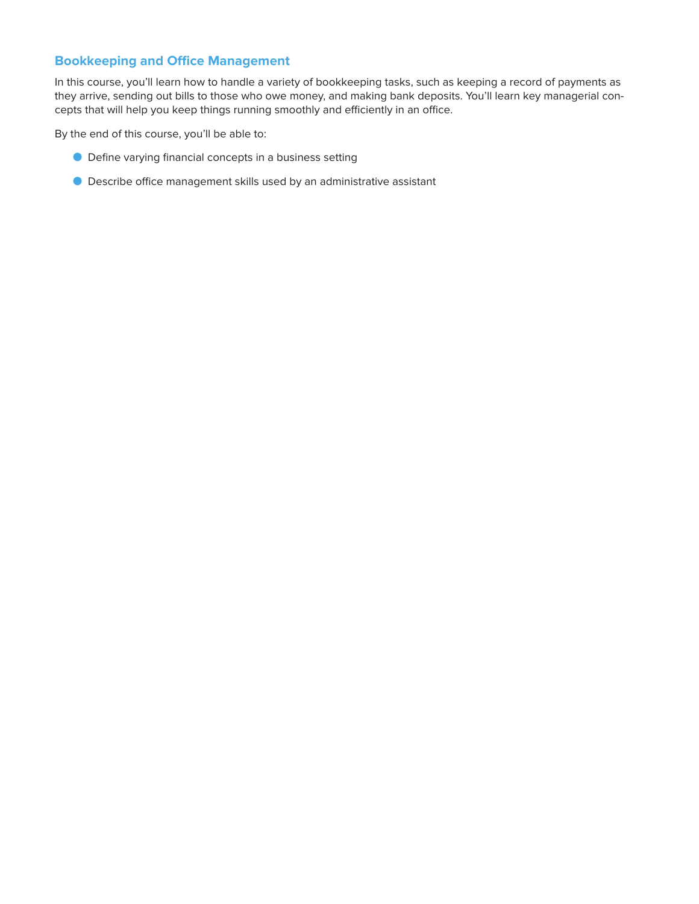## Bookkeeping and Office Management

In this course, you'll learn how to handle a variety of bookkeeping tasks, such as keeping a record of payments as they arrive, sending out bills to those who owe money, and making bank deposits. You'll learn key managerial concepts that will help you keep things running smoothly and efficiently in an office.

By the end of this course, you'll be able to:

- Define varying financial concepts in a business setting
- Describe office management skills used by an administrative assistant